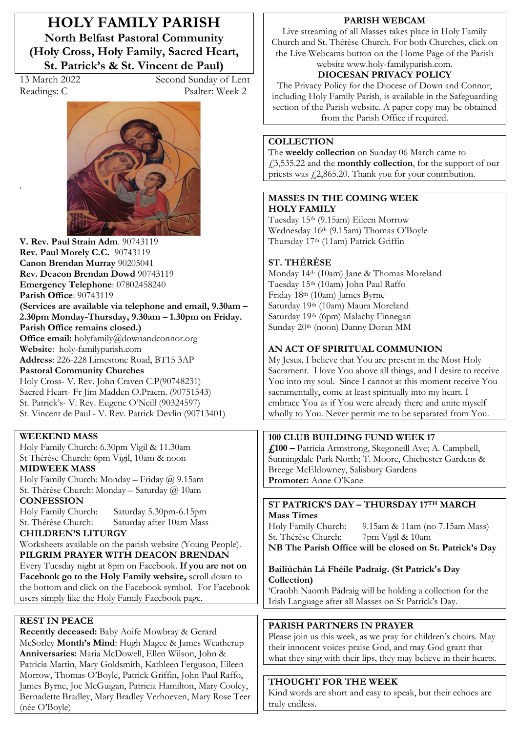# HOLY FAMILY PARISH

## North Belfast Pastoral Community (Holy Cross, Holy Family, Sacred Heart, St. Patrick's & St. Vincent de Paul)

13 March 2022 Second Sunday of Lent
Readings: C Psalter: Week 2

**V. Rev. Paul Strain Adm**. 90743119
**Rev. Paul Morely C.C.** 90743119
**Canon Brendan Murray** 90205041
**Rev. Deacon Brendan Dowd** 90743119
**Emergency Telephone**: 07802458240
**Parish Office**: 90743119
**(Services are available via telephone and email, 9.30am – 2.30pm Monday-Thursday, 9.30am – 1.30pm on Friday. Parish Office remains closed.)**
**Office email:** holyfamily@downandconnor.org
**Website**: holy-familyparish.com
**Address**: 226-228 Limestone Road, BT15 3AP
**Pastoral Community Churches**
Holy Cross- V. Rev. John Craven C.P(90748231)
Sacred Heart- Fr Jim Madden O.Praem. (90751543)
St. Patrick's- V. Rev. Eugene O'Neill (90324597)
St. Vincent de Paul - V. Rev. Patrick Devlin (90713401)

### WEEKEND MASS
Holy Family Church: 6.30pm Vigil & 11.30am
St Thérèse Church: 6pm Vigil, 10am & noon

### MIDWEEK MASS
Holy Family Church: Monday – Friday @ 9.15am
St. Thérèse Church: Monday – Saturday @ 10am

### CONFESSION
Holy Family Church: Saturday 5.30pm-6.15pm
St. Thérèse Church: Saturday after 10am Mass

### CHILDREN'S LITURGY
Worksheets available on the parish website (Young People).

### PILGRIM PRAYER WITH DEACON BRENDAN
Every Tuesday night at 8pm on Facebook. **If you are not on Facebook go to the Holy Family website,** scroll down to the bottom and click on the Facebook symbol. For Facebook users simply like the Holy Family Facebook page.

### REST IN PEACE
**Recently deceased:** Baby Aoife Mowbray & Gerard McSorley **Month's Mind**: Hugh Magee & James Weatherup **Anniversaries:** Maria McDowell, Ellen Wilson, John & Patricia Martin, Mary Goldsmith, Kathleen Ferguson, Eileen Morrow, Thomas O'Boyle, Patrick Griffin, John Paul Raffo, James Byrne, Joe McGuigan, Patricia Hamilton, Mary Cooley, Bernadette Bradley, Mary Bradley Verhoeven, Mary Rose Teer (née O'Boyle)

### PARISH WEBCAM
Live streaming of all Masses takes place in Holy Family Church and St. Thérèse Church. For both Churches, click on the Live Webcams button on the Home Page of the Parish website www.holy-familyparish.com.

### DIOCESAN PRIVACY POLICY
The Privacy Policy for the Diocese of Down and Connor, including Holy Family Parish, is available in the Safeguarding section of the Parish website. A paper copy may be obtained from the Parish Office if required.

### COLLECTION
The **weekly collection** on Sunday 06 March came to £3,535.22 and the **monthly collection**, for the support of our priests was £2,865.20. Thank you for your contribution.

### MASSES IN THE COMING WEEK
**HOLY FAMILY**
Tuesday 15th (9.15am) Eileen Morrow
Wednesday 16th (9.15am) Thomas O'Boyle
Thursday 17th (11am) Patrick Griffin

**ST. THÉRÈSE**
Monday 14th (10am) Jane & Thomas Moreland
Tuesday 15th (10am) John Paul Raffo
Friday 18th (10am) James Byrne
Saturday 19th (10am) Maura Moreland
Saturday 19th (6pm) Malachy Finnegan
Sunday 20th (noon) Danny Doran MM

### AN ACT OF SPIRITUAL COMMUNION
My Jesus, I believe that You are present in the Most Holy Sacrament. I love You above all things, and I desire to receive You into my soul. Since I cannot at this moment receive You sacramentally, come at least spiritually into my heart. I embrace You as if You were already there and unite myself wholly to You. Never permit me to be separated from You.

### 100 CLUB BUILDING FUND WEEK 17
**£100 –** Patricia Armstrong, Skegoneill Ave; A. Campbell, Sunningdale Park North; T. Moore, Chichester Gardens & Breege McEldowney, Salisbury Gardens
**Promoter:** Anne O'Kane

### ST PATRICK'S DAY – THURSDAY 17TH MARCH
**Mass Times**
Holy Family Church: 9.15am & 11am (no 7.15am Mass)
St. Thérèse Church: 7pm Vigil & 10am
**NB The Parish Office will be closed on St. Patrick's Day**

**Bailiúchán Lá Fhéile Padraig. (St Patrick's Day Collection)**
'Craobh Naomh Pádraig will be holding a collection for the Irish Language after all Masses on St Patrick's Day.

### PARISH PARTNERS IN PRAYER
Please join us this week, as we pray for children's choirs. May their innocent voices praise God, and may God grant that what they sing with their lips, they may believe in their hearts.

### THOUGHT FOR THE WEEK
Kind words are short and easy to speak, but their echoes are truly endless.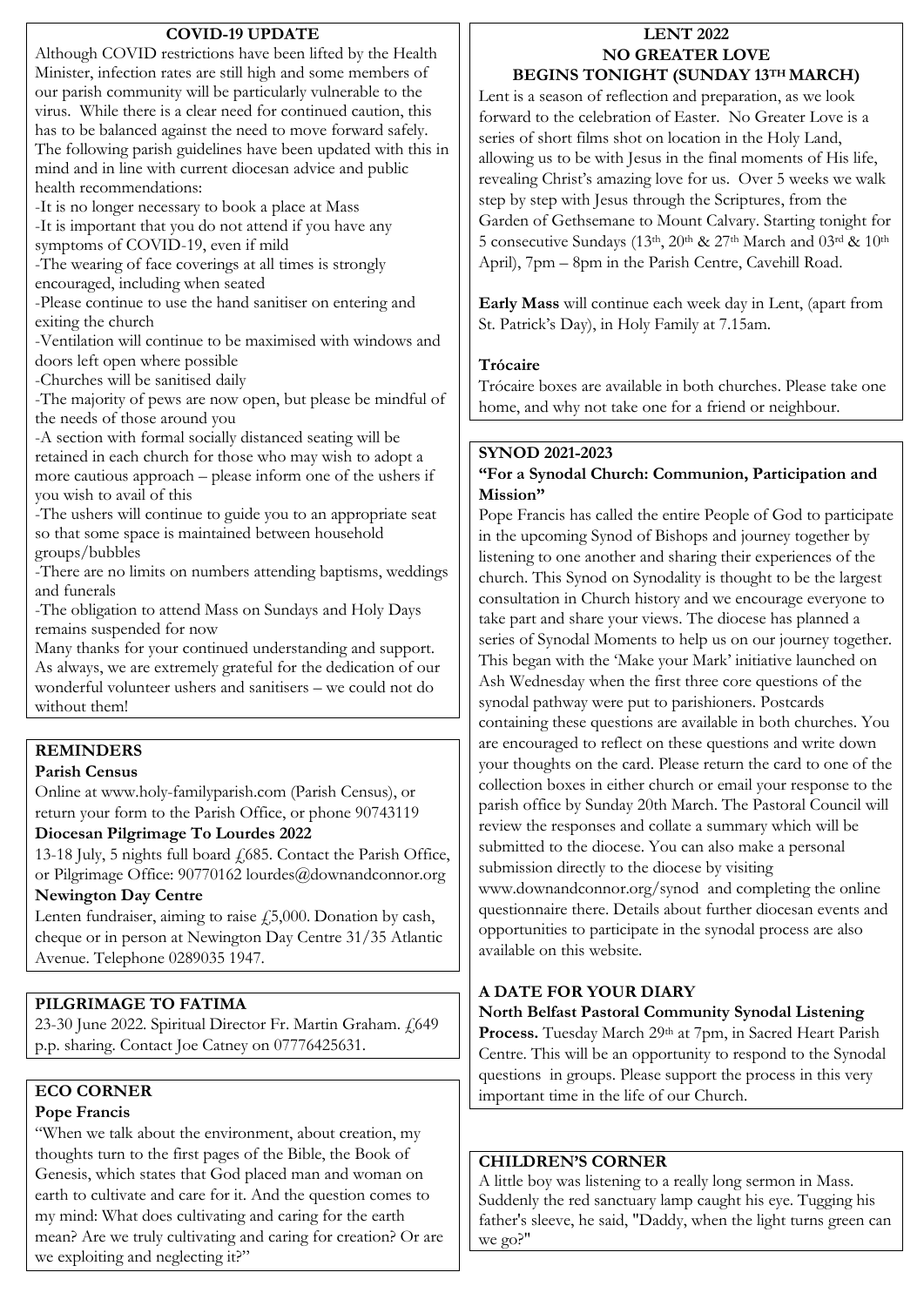## COVID-19 UPDATE

Although COVID restrictions have been lifted by the Health Minister, infection rates are still high and some members of our parish community will be particularly vulnerable to the virus. While there is a clear need for continued caution, this has to be balanced against the need to move forward safely. The following parish guidelines have been updated with this in mind and in line with current diocesan advice and public health recommendations:

-It is no longer necessary to book a place at Mass
-It is important that you do not attend if you have any symptoms of COVID-19, even if mild
-The wearing of face coverings at all times is strongly encouraged, including when seated
-Please continue to use the hand sanitiser on entering and exiting the church
-Ventilation will continue to be maximised with windows and doors left open where possible
-Churches will be sanitised daily
-The majority of pews are now open, but please be mindful of the needs of those around you
-A section with formal socially distanced seating will be retained in each church for those who may wish to adopt a more cautious approach – please inform one of the ushers if you wish to avail of this
-The ushers will continue to guide you to an appropriate seat so that some space is maintained between household groups/bubbles
-There are no limits on numbers attending baptisms, weddings and funerals
-The obligation to attend Mass on Sundays and Holy Days remains suspended for now

Many thanks for your continued understanding and support. As always, we are extremely grateful for the dedication of our wonderful volunteer ushers and sanitisers – we could not do without them!

## REMINDERS

**Parish Census**

Online at www.holy-familyparish.com (Parish Census), or return your form to the Parish Office, or phone 90743119

**Diocesan Pilgrimage To Lourdes 2022**

13-18 July, 5 nights full board £685. Contact the Parish Office, or Pilgrimage Office: 90770162 lourdes@downandconnor.org

**Newington Day Centre**

Lenten fundraiser, aiming to raise £5,000. Donation by cash, cheque or in person at Newington Day Centre 31/35 Atlantic Avenue. Telephone 0289035 1947.

## PILGRIMAGE TO FATIMA

23-30 June 2022. Spiritual Director Fr. Martin Graham. £649 p.p. sharing. Contact Joe Catney on 07776425631.

## ECO CORNER

**Pope Francis**

"When we talk about the environment, about creation, my thoughts turn to the first pages of the Bible, the Book of Genesis, which states that God placed man and woman on earth to cultivate and care for it. And the question comes to my mind: What does cultivating and caring for the earth mean? Are we truly cultivating and caring for creation? Or are we exploiting and neglecting it?"

## LENT 2022
## NO GREATER LOVE
## BEGINS TONIGHT (SUNDAY 13TH MARCH)

Lent is a season of reflection and preparation, as we look forward to the celebration of Easter. No Greater Love is a series of short films shot on location in the Holy Land, allowing us to be with Jesus in the final moments of His life, revealing Christ's amazing love for us. Over 5 weeks we walk step by step with Jesus through the Scriptures, from the Garden of Gethsemane to Mount Calvary. Starting tonight for 5 consecutive Sundays (13th, 20th & 27th March and 03rd & 10th April), 7pm – 8pm in the Parish Centre, Cavehill Road.

**Early Mass** will continue each week day in Lent, (apart from St. Patrick's Day), in Holy Family at 7.15am.

**Trócaire**

Trócaire boxes are available in both churches. Please take one home, and why not take one for a friend or neighbour.

## SYNOD 2021-2023

**"For a Synodal Church: Communion, Participation and Mission"**

Pope Francis has called the entire People of God to participate in the upcoming Synod of Bishops and journey together by listening to one another and sharing their experiences of the church. This Synod on Synodality is thought to be the largest consultation in Church history and we encourage everyone to take part and share your views. The diocese has planned a series of Synodal Moments to help us on our journey together. This began with the 'Make your Mark' initiative launched on Ash Wednesday when the first three core questions of the synodal pathway were put to parishioners. Postcards containing these questions are available in both churches. You are encouraged to reflect on these questions and write down your thoughts on the card. Please return the card to one of the collection boxes in either church or email your response to the parish office by Sunday 20th March. The Pastoral Council will review the responses and collate a summary which will be submitted to the diocese. You can also make a personal submission directly to the diocese by visiting www.downandconnor.org/synod and completing the online questionnaire there. Details about further diocesan events and opportunities to participate in the synodal process are also available on this website.

## A DATE FOR YOUR DIARY

**North Belfast Pastoral Community Synodal Listening Process.** Tuesday March 29th at 7pm, in Sacred Heart Parish Centre. This will be an opportunity to respond to the Synodal questions in groups. Please support the process in this very important time in the life of our Church.

## CHILDREN'S CORNER

A little boy was listening to a really long sermon in Mass. Suddenly the red sanctuary lamp caught his eye. Tugging his father's sleeve, he said, "Daddy, when the light turns green can we go?"